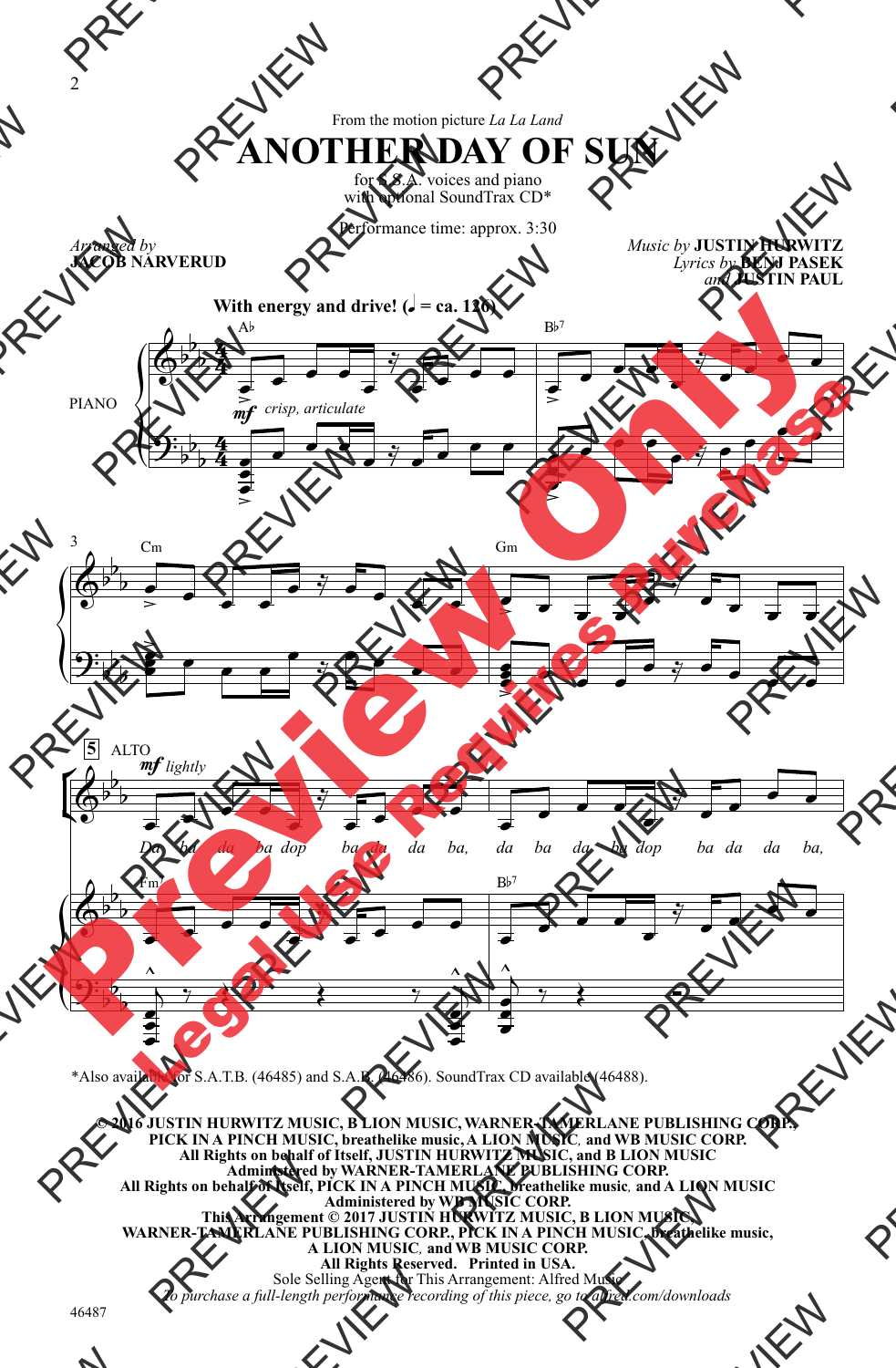From the motion picture *La La Land*

# ANOTHER DAY OF SUN

for S.S.A. voices and piano
with optional SoundTrax CD*

Performance time: approx. 3:30

Arranged by
**JACOB NARVERUD**

Music by **JUSTIN HURWITZ**
Lyrics by **BENJ PASEK**
and **JUSTIN PAUL**

**With energy and drive! (♩ = ca. 126)**

*Also available for S.A.T.B. (46485) and S.A.B. (46486). SoundTrax CD available (46488).

**© 2016 JUSTIN HURWITZ MUSIC, B LION MUSIC, WARNER-TAMERLANE PUBLISHING CORP., PICK IN A PINCH MUSIC, breathelike music, A LION MUSIC, and WB MUSIC CORP.**
**All Rights on behalf of Itself, JUSTIN HURWITZ MUSIC, and B LION MUSIC**
**Administered by WARNER-TAMERLANE PUBLISHING CORP.**
**All Rights on behalf of Itself, PICK IN A PINCH MUSIC, breathelike music, and A LION MUSIC**
**Administered by WB MUSIC CORP.**
**This Arrangement © 2017 JUSTIN HURWITZ MUSIC, B LION MUSIC, WARNER-TAMERLANE PUBLISHING CORP., PICK IN A PINCH MUSIC, breathelike music, A LION MUSIC, and WB MUSIC CORP.**
**All Rights Reserved. Printed in USA.**
Sole Selling Agent for This Arrangement: Alfred Music
*To purchase a full-length performance recording of this piece, go to alfred.com/downloads*

46487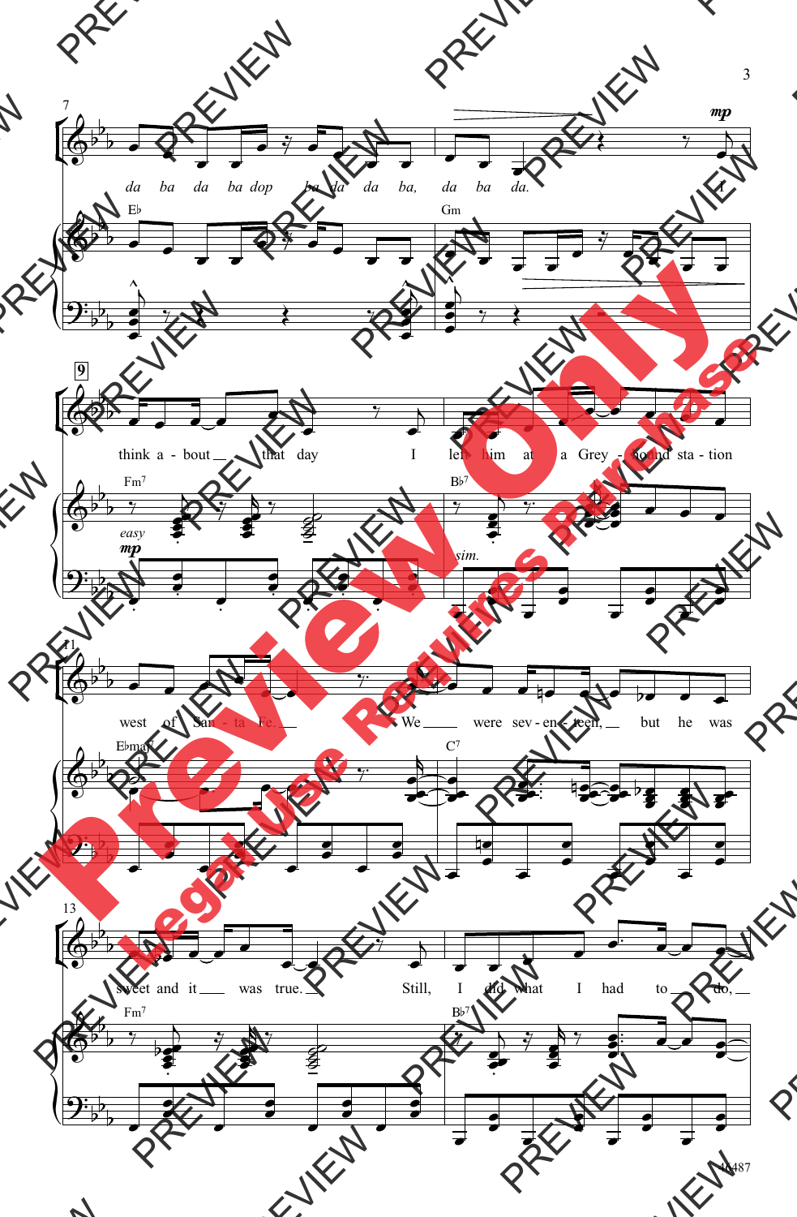7

*da ba da ba dop ba da da ba, da ba da.* I

E♭ Gm

9

think a - bout that day I left him at a Grey - hound sta - tion

Fm7 Bb7

*easy*

*sim.*

11

west of San - ta Fe. We were sev - en - teen, but he was

E♭maj7 C7

13

sweet and it was true. Still, I did what I had to do,

Fm7 Bb7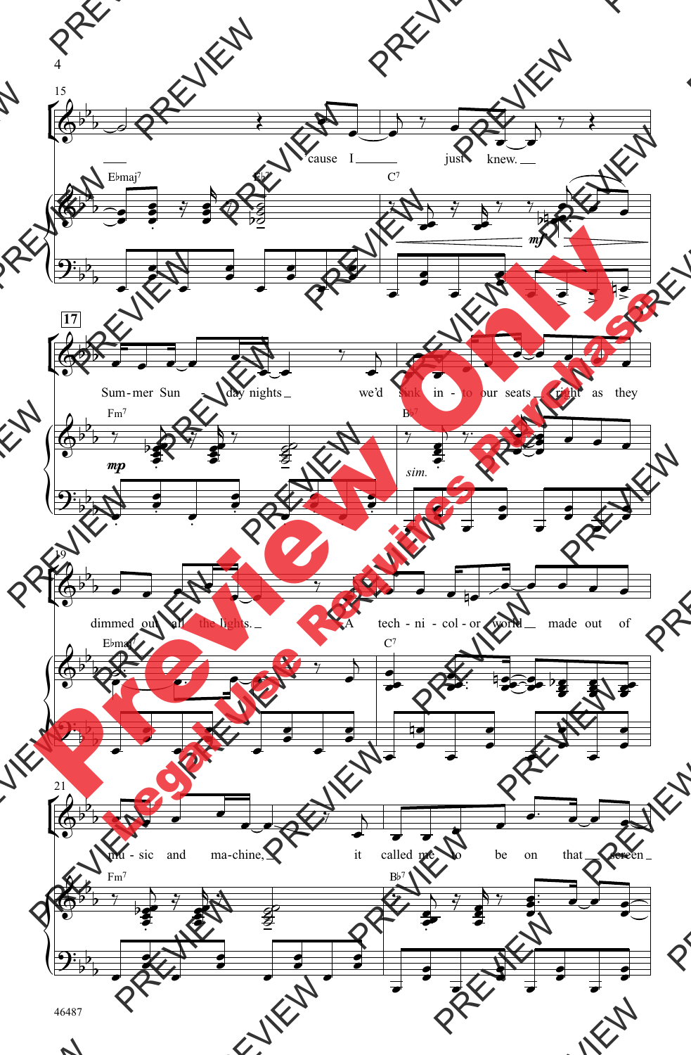15

cause I ___ just knew. ___

E♭maj7 B♭7 C7

*mf*

17

Sum-mer Sun - day nights ___ we'd sink in - to our seats ___ right as they

Fm7 B♭7

*mp* *sim.*

19

dimmed out all the lights. ___ A tech - ni - col - or world ___ made out of

E♭maj7 C7

21

mu - sic and ma-chine, ___ it called me to be on that ___ screen ___

Fm7 B♭7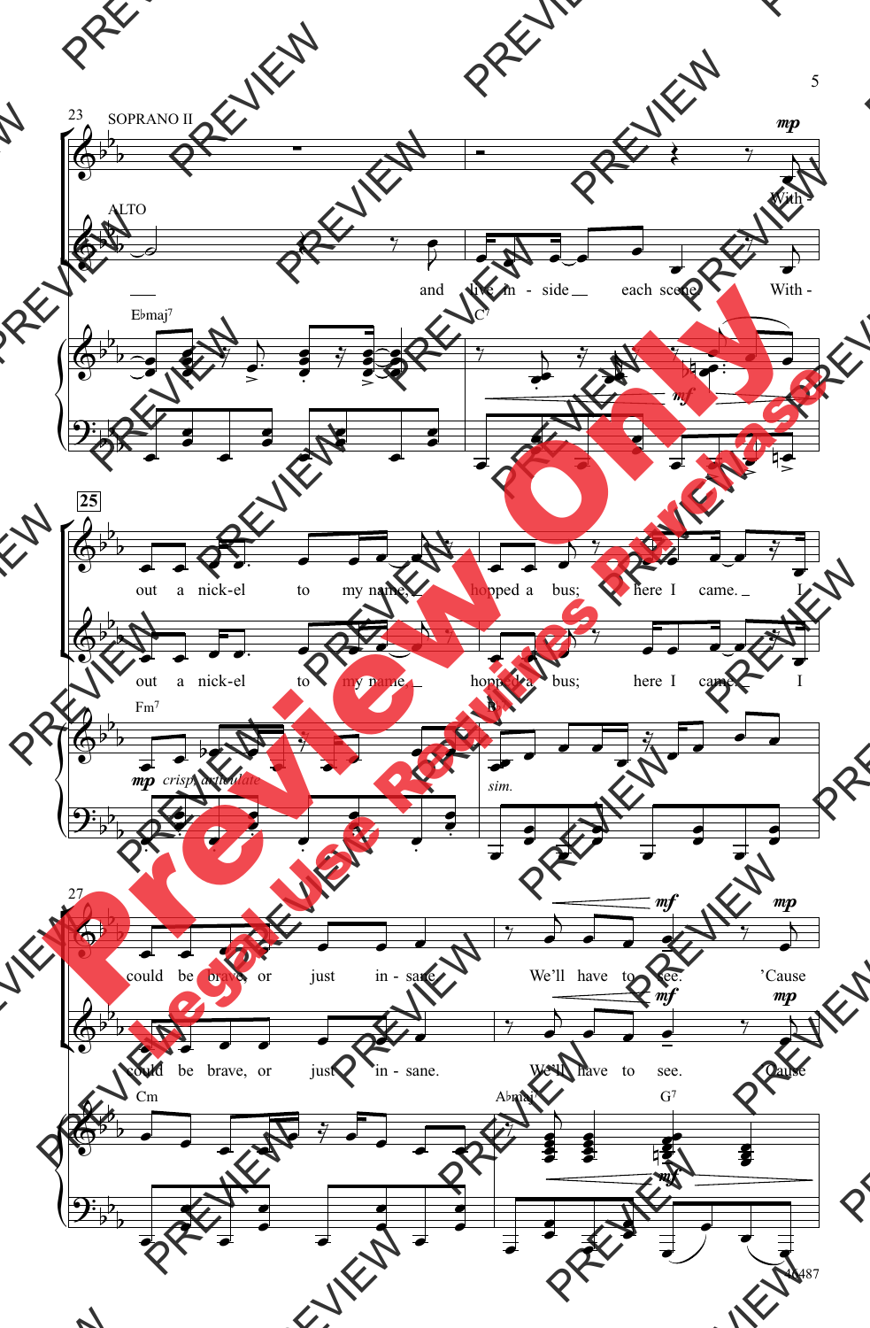SOPRANO II

ALTO

and live in - side each scene. With -

out a nick-el to my name, hopped a bus; here I came. I

could be brave, or just in - sane. We'll have to see. 'Cause

E♭maj7 C7 Fm7 B♭ Cm A♭maj7 G7

*mp crisp, articulate*

*sim.*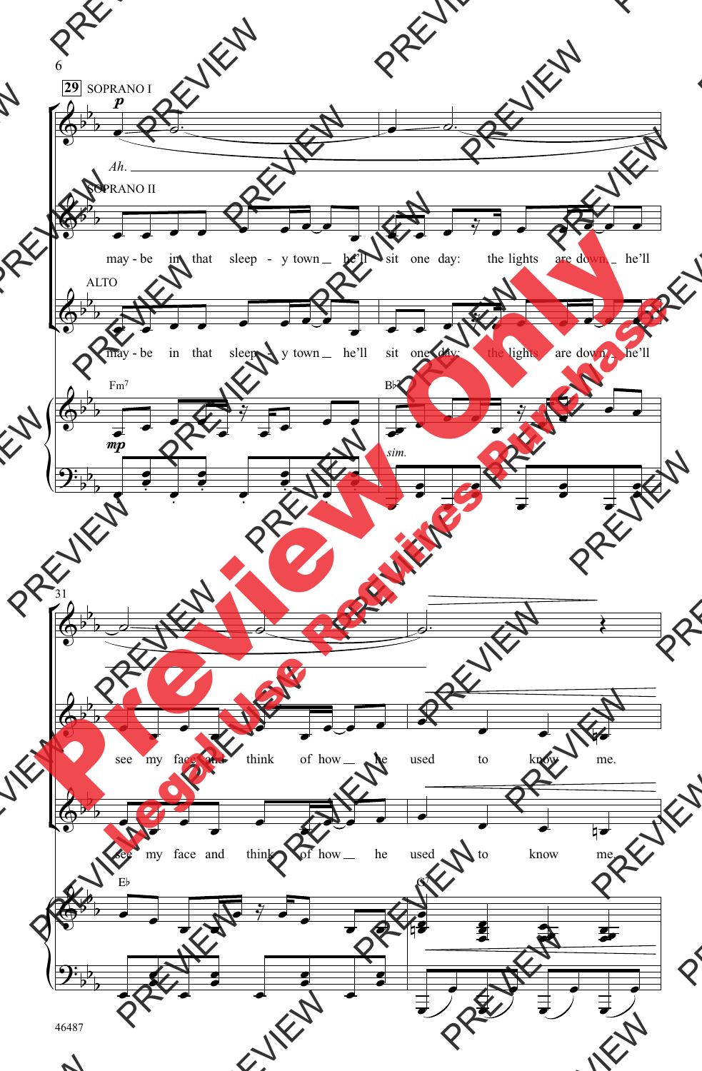29 SOPRANO I

*p*

*Ah.*

SOPRANO II

may - be in that sleep - y town he'll sit one day: the lights are down, he'll

ALTO

may - be in that sleep - y town he'll sit one day: the lights are down, he'll

Fm7 *mp*

B♭7 *sim.*

31

see my face and think of how he used to know me.

see my face and think of how he used to know me.

E♭

G7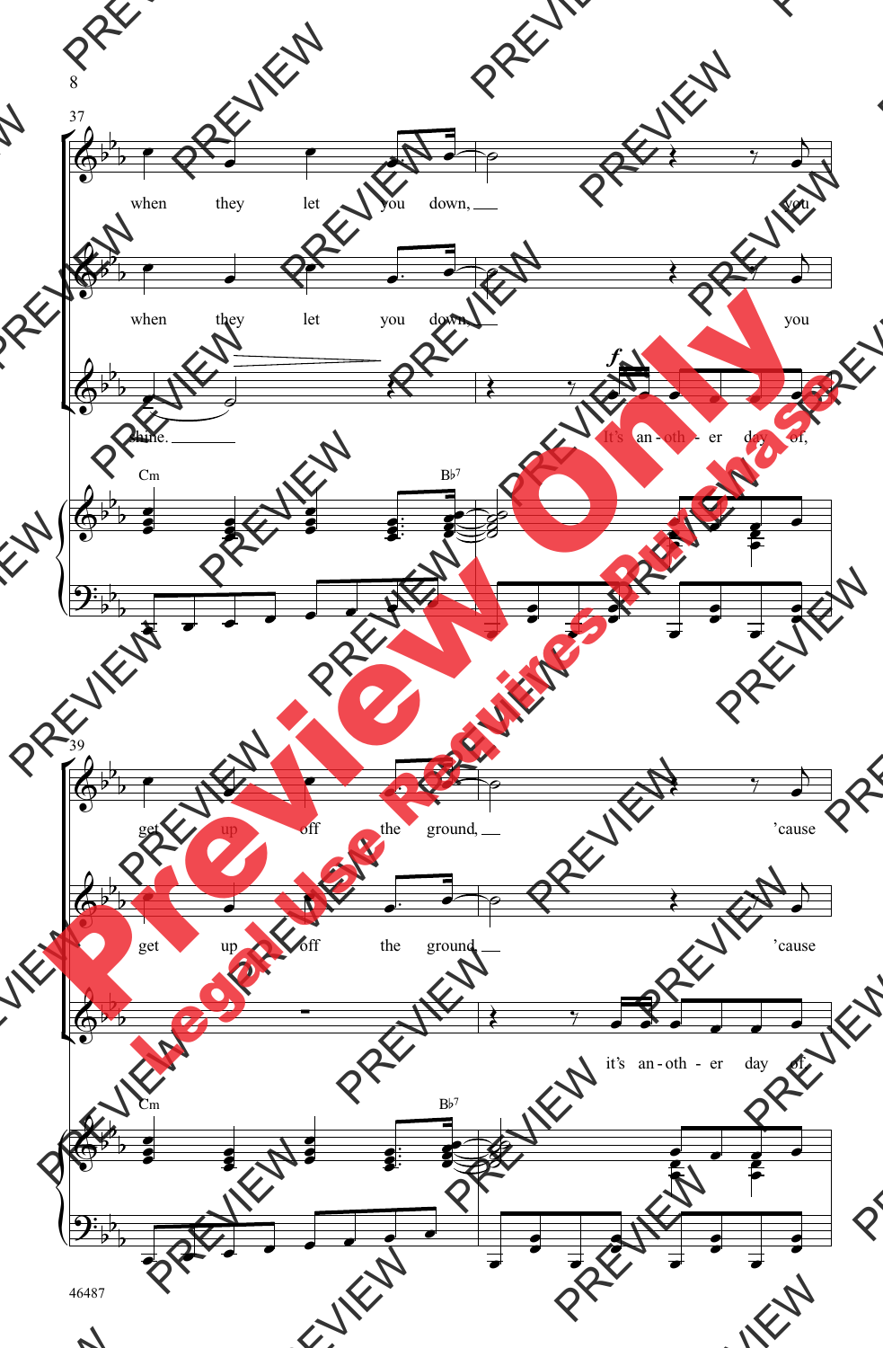37

when they let you down, you

when they let you down, you

shine. It's an - oth - er day of,

Cm B♭7

39

get up off the ground, 'cause

get up off the ground, 'cause

it's an - oth - er day of

Cm B♭7

46487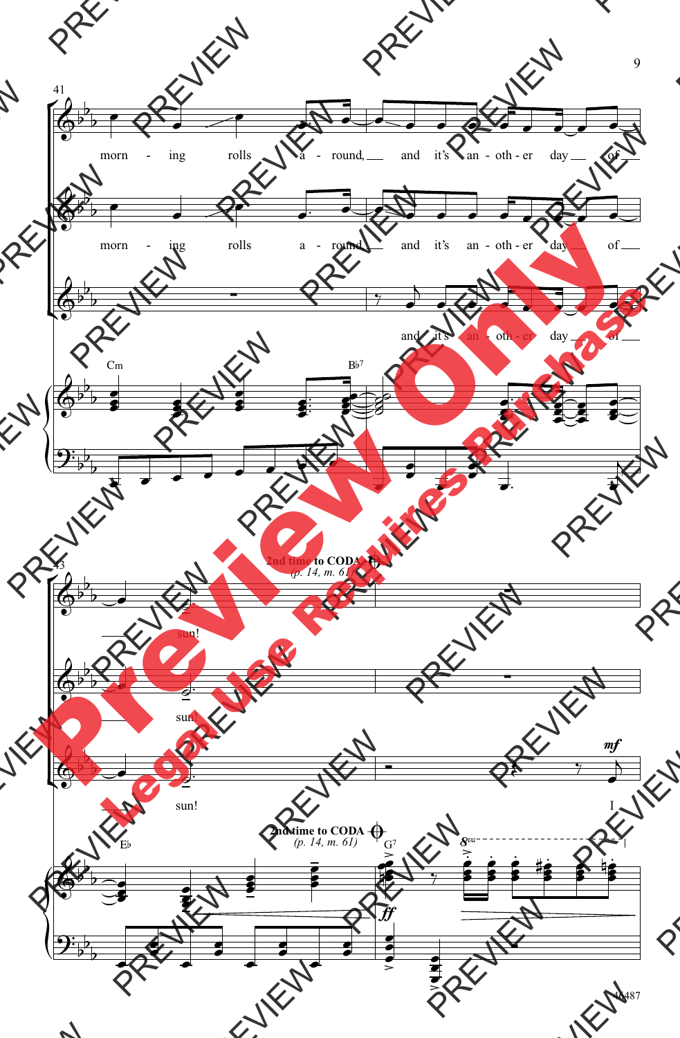41

morn - ing rolls a - round, and it's an - oth - er day of

morn - ing rolls a - round and it's an - oth - er day of

and it's an - oth - er day of

Cm B♭7

43

**2nd time to CODA** *(p. 14, m. 61)*

sun!

sun!

sun! I

*mf*

E♭ G7

*ff*

8va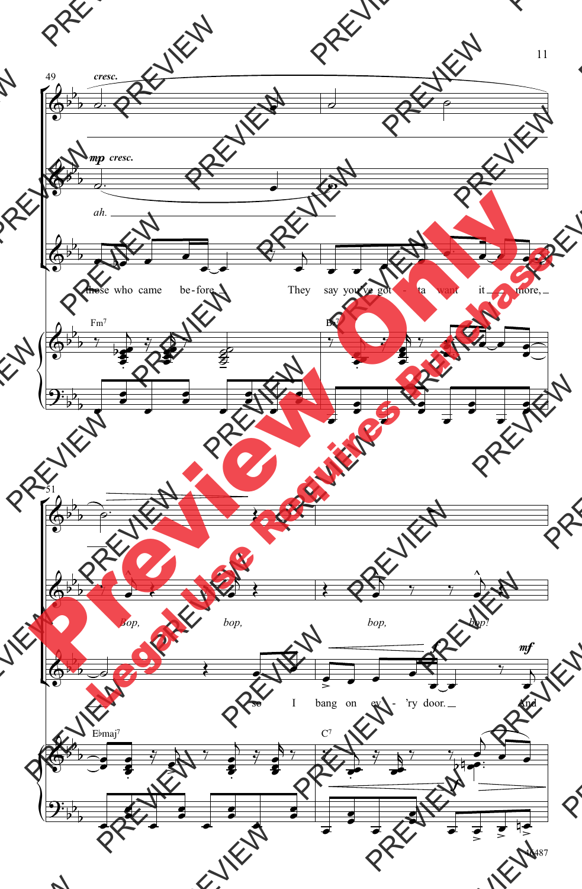cresc.

*mp cresc.*

ah.

those who came be-fore They say you've got - ta want it more,

Fm7 B♭7

Bop, bop, bop, bop!

so I bang on ev - 'ry door. And

*mf*

E♭maj7 C7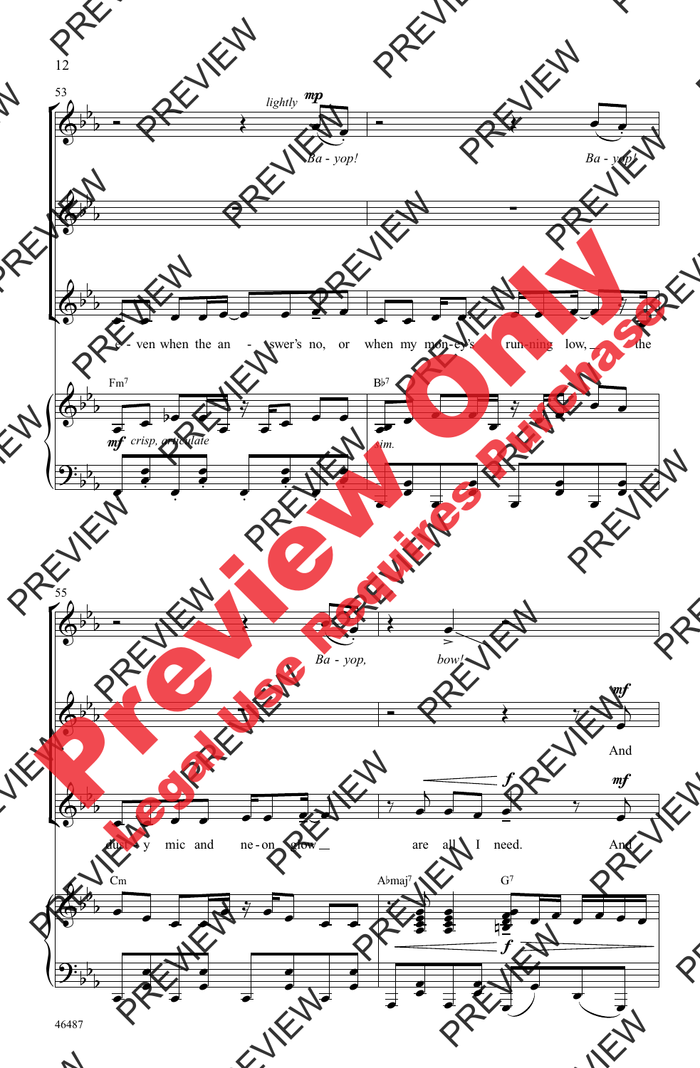53

*lightly* **mp**

Ba - yop! Ba - yop!

e - ven when the an - swer's no, or when my mon - ey's run - ning low, the

Fm7 Bb7

**mf** *crisp, articulate* *sim.*

55

Ba - yop, bow!

**mf** And

dust - y mic and ne - on glow are all I need. **f** **mf** And

Cm Abmaj7 G7

**f**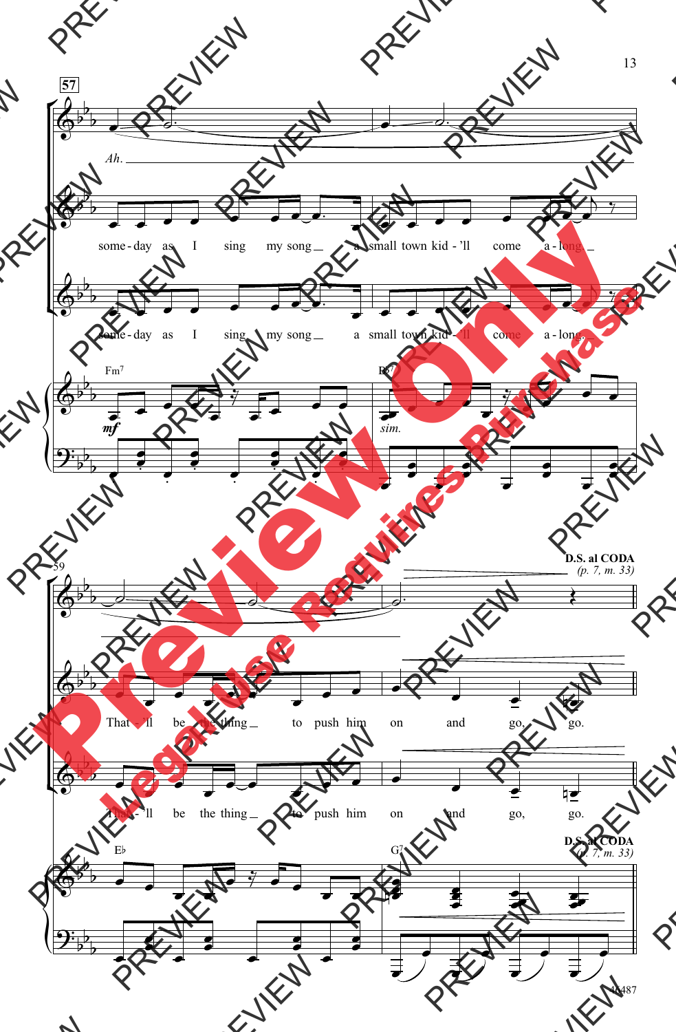57

*Ah.*

some - day as I sing my song a small town kid - 'll come a - long

some - day as I sing my song a small town kid - 'll come a - long.

Fm7 *mf*

B♭7 *sim.*

59

**D.S. al CODA** *(p. 7, m. 33)*

That - 'll be the thing to push him on and go, go.

That - 'll be the thing to push him on and go, go.

E♭

G7

**D.S. al CODA** *(p. 7, m. 33)*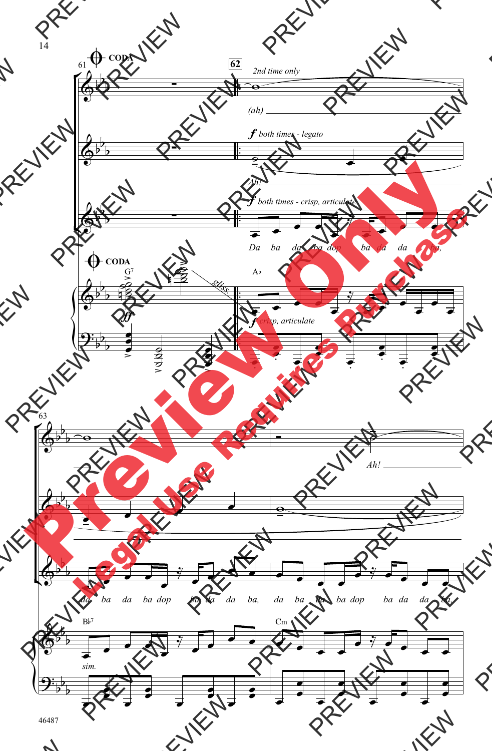CODA

61

62

*2nd time only*

*(ah)*

***f*** *both times - legato*

*Ah!*

***f*** *both times - crisp, articulate*

*Da ba da ba dop ba da da ba,*

CODA

G7

***ff***

*gliss.*

A♭

***f*** *crisp, articulate*

63

*Ah!*

*da ba da ba dop ba da da ba, da ba da ba dop ba da da ba,*

B♭7

*sim.*

Cm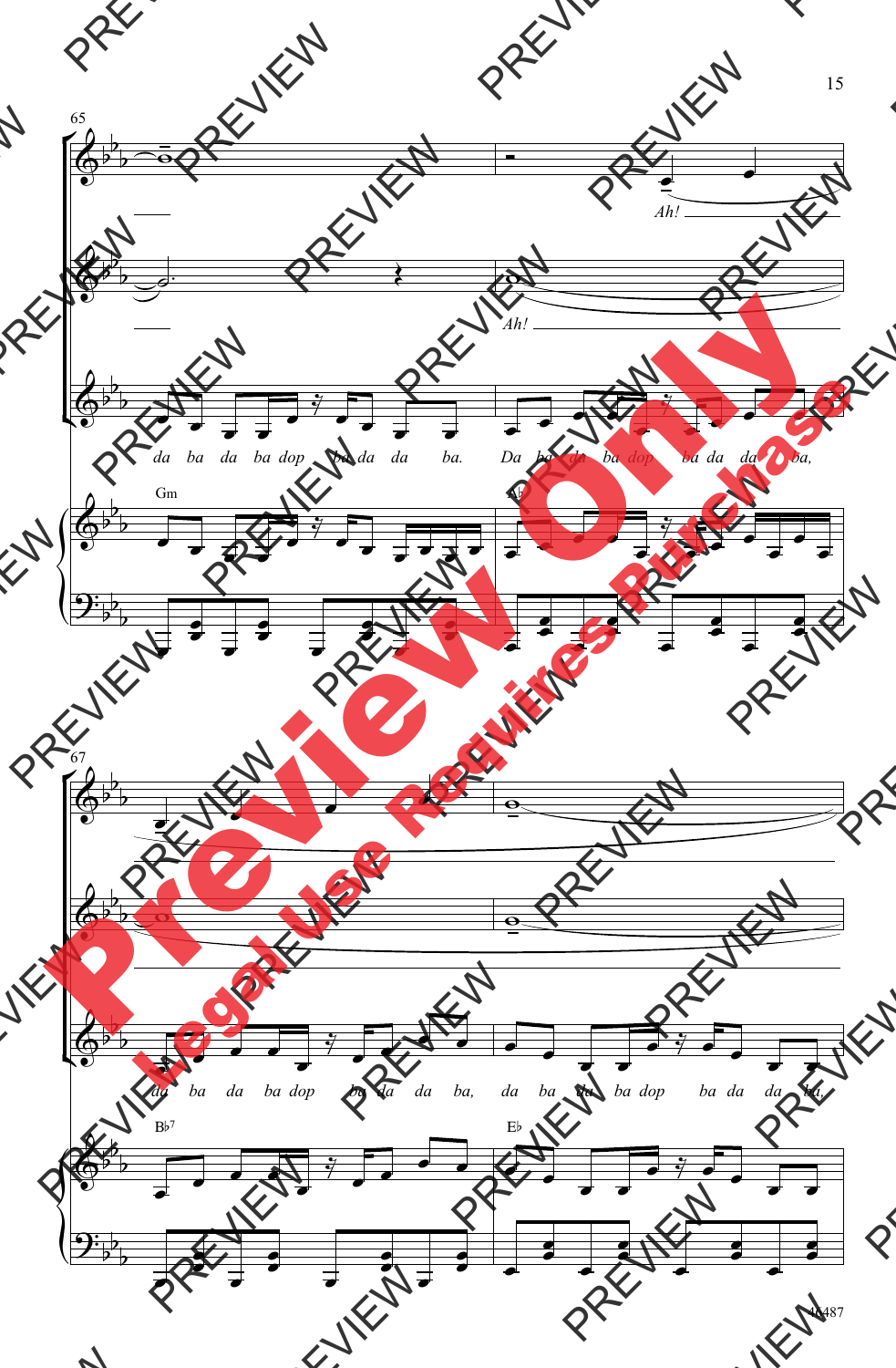65

*Ah!*

*Ah!*

*da ba da ba dop ba da da ba. Da ba da ba dop ba da da ba,*

Gm    A♭

67

*da ba da ba dop ba da da ba, da ba da ba dop ba da da ba,*

B♭7    E♭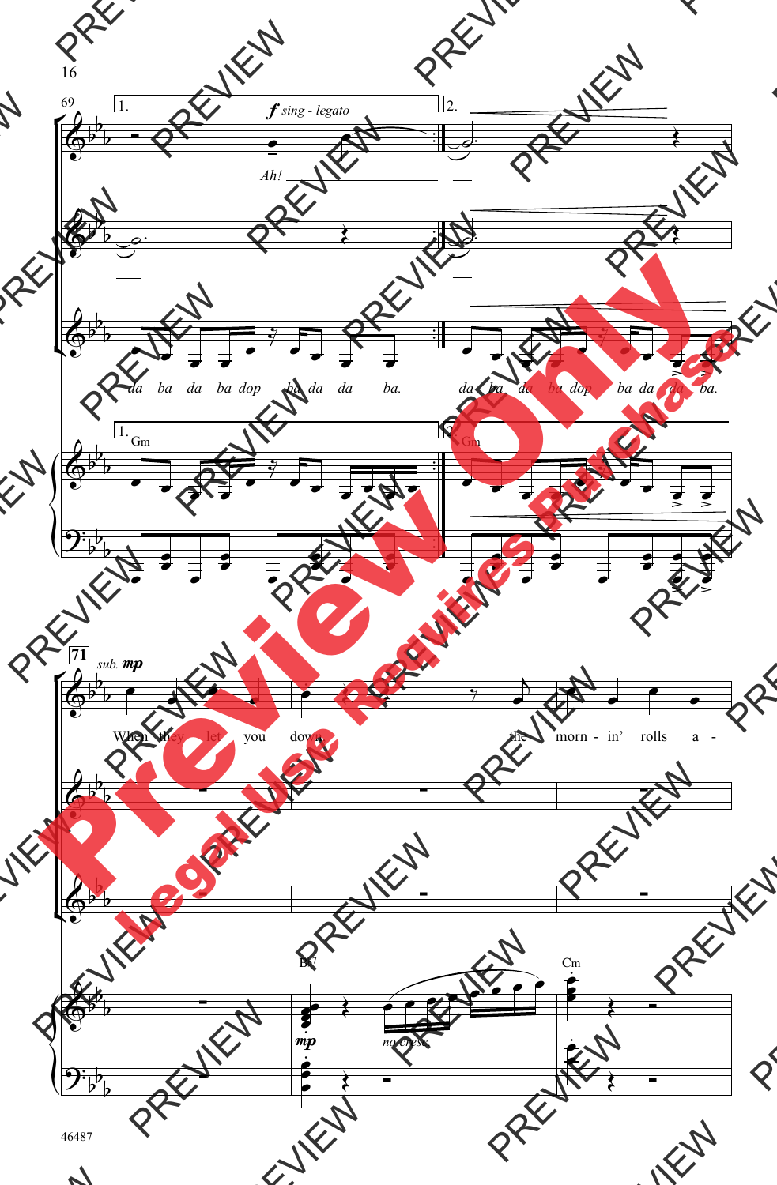1\. *f* *sing - legato*

*Ah!*

2\.

da ba da ba dop ba da da ba.

da ba da ba dop ba da da ba.

1\. Gm

2\. Gm

**71** *sub.* ***mp***

When they let you down, the morn - in' rolls a -

B♭7

***mp*** *no cresc.*

Cm

46487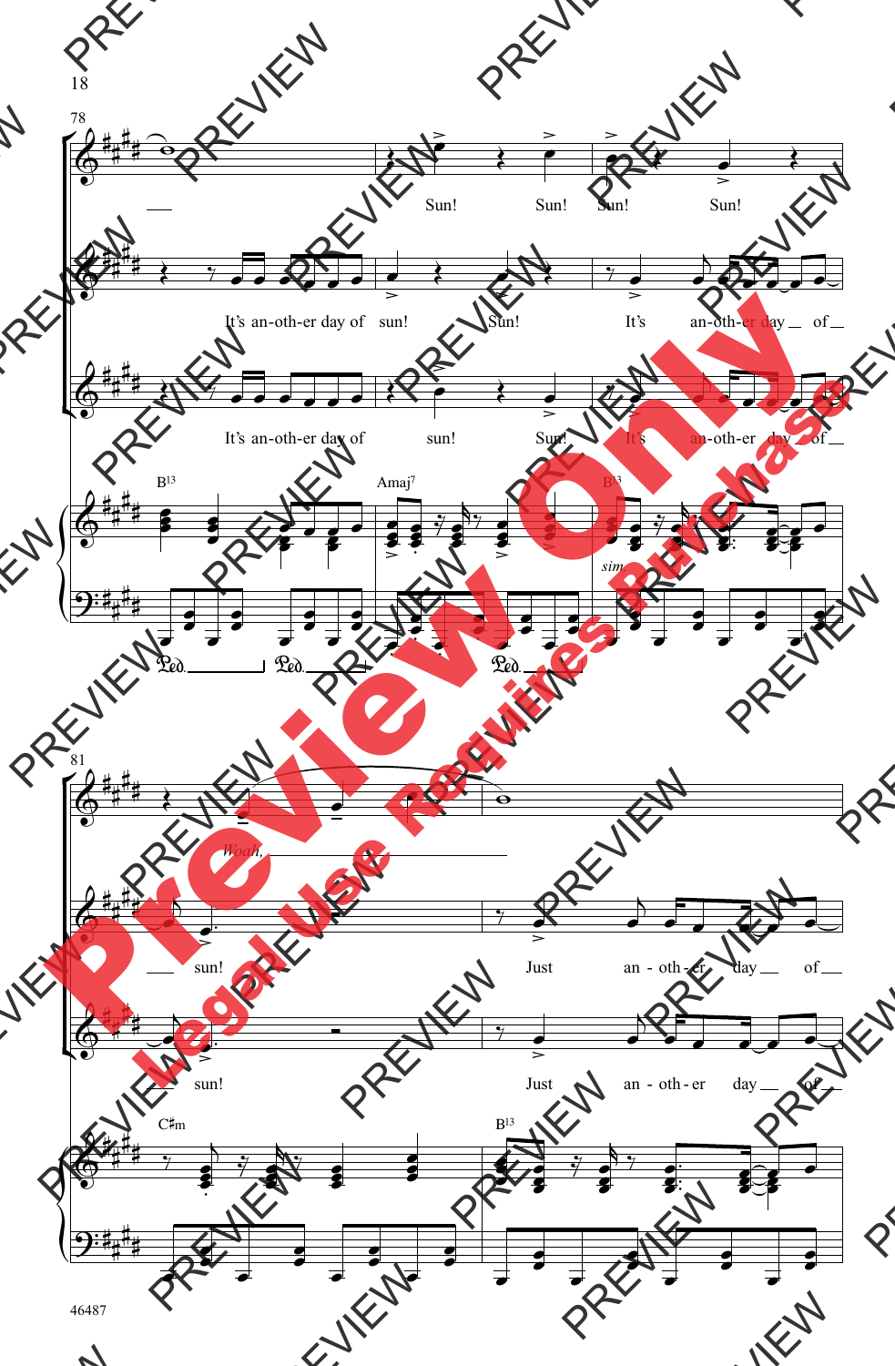78

Sun! Sun! Sun! Sun!

It's an-oth-er day of sun! Sun! It's an-oth-er day of

It's an-oth-er day of sun! Sun! It's an-oth-er day of

B13 Amaj7 B13

*sim.*

81

*Woah,*

sun! Just an - oth - er day of

sun! Just an - oth - er day of

C♯m B13

46487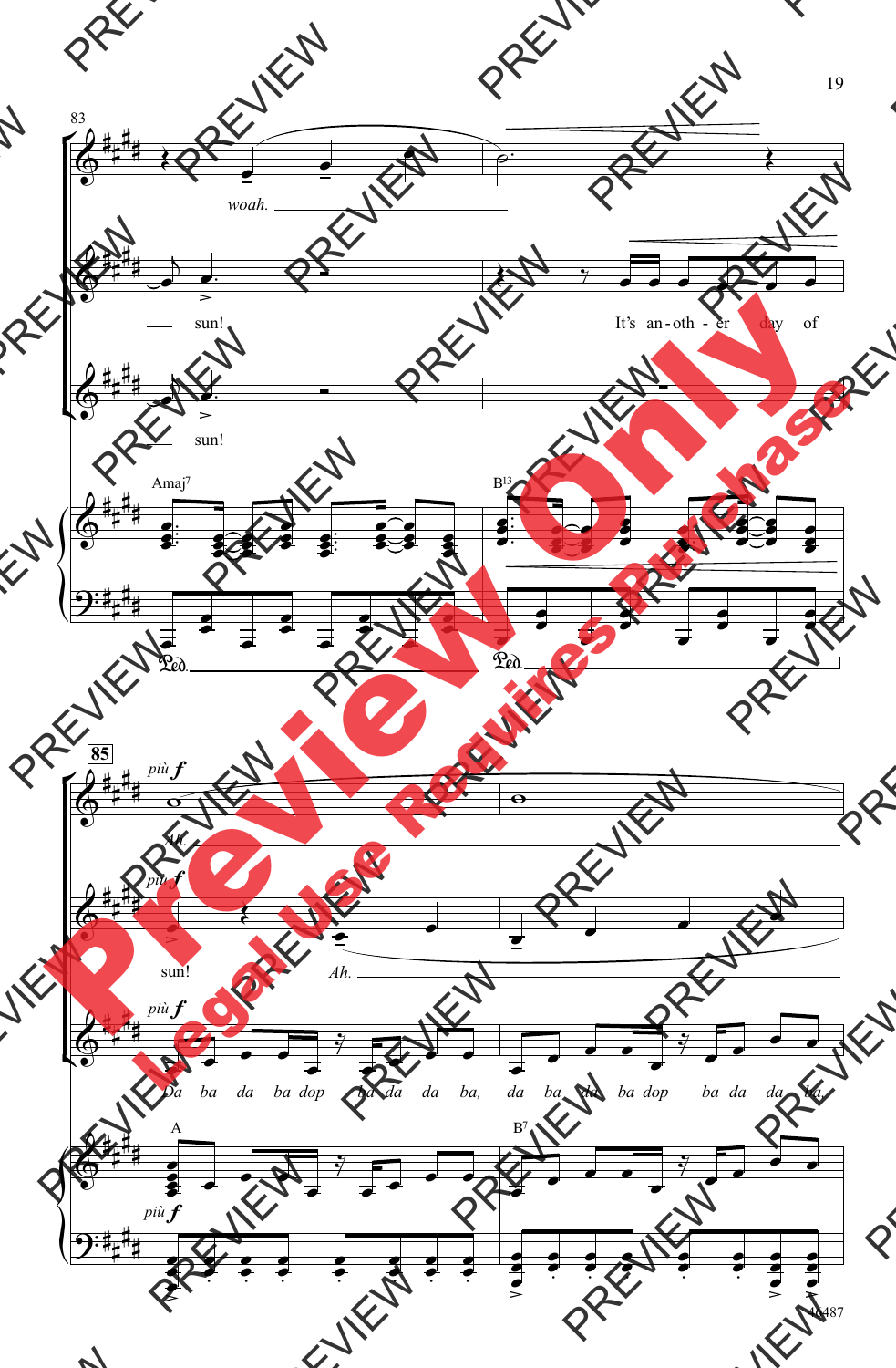83

woah.

sun! It's an - oth - er day of

sun!

Amaj7 B13

85

più *f*

Ah.

più *f*

sun! Ah.

più *f*

Da ba da ba dop ba da da ba, da ba da ba dop ba da da ba,

A B7

più *f*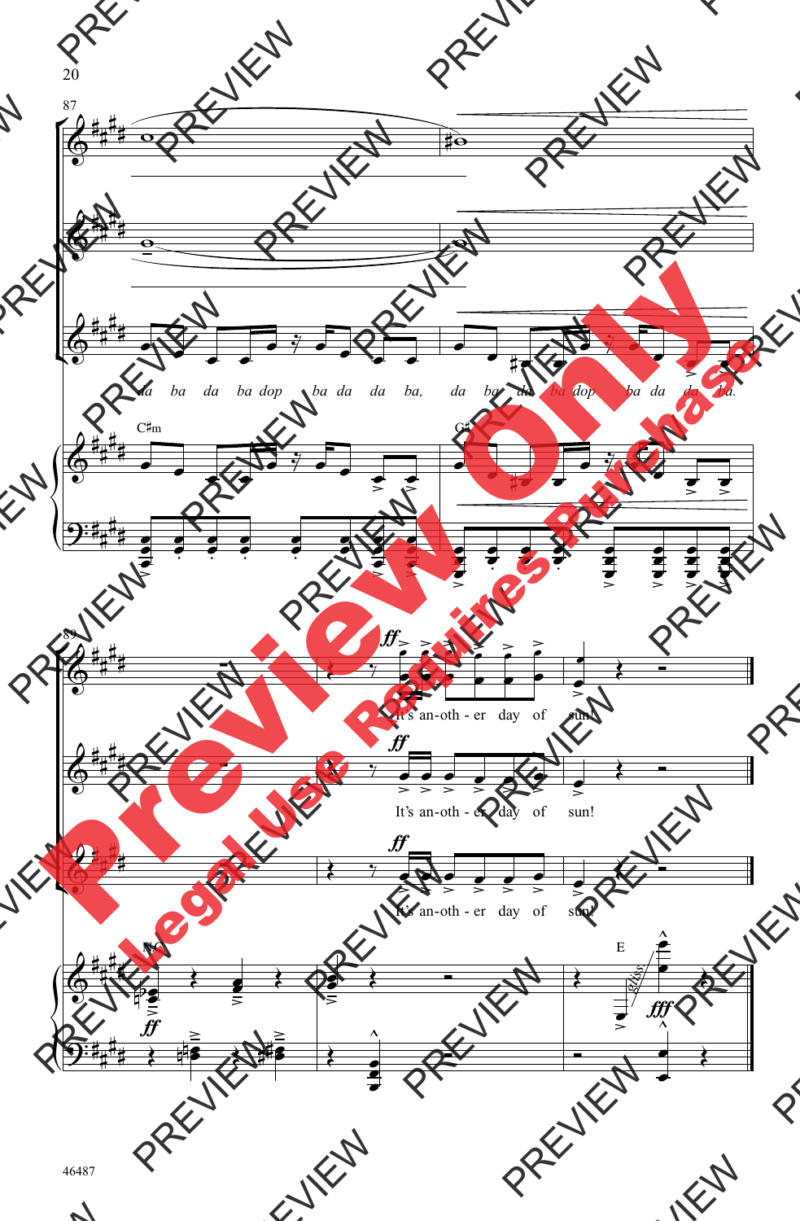87

da ba da ba dop ba da da ba, da ba da ba dop ba da da ba.

C♯m

G♯

89

*ff*

It's an-oth - er day of sun!

*ff*

It's an-oth - er day of sun!

*ff*

It's an-oth - er day of sun!

N.C.

E

*ff*

*gliss.*

*fff*

46487